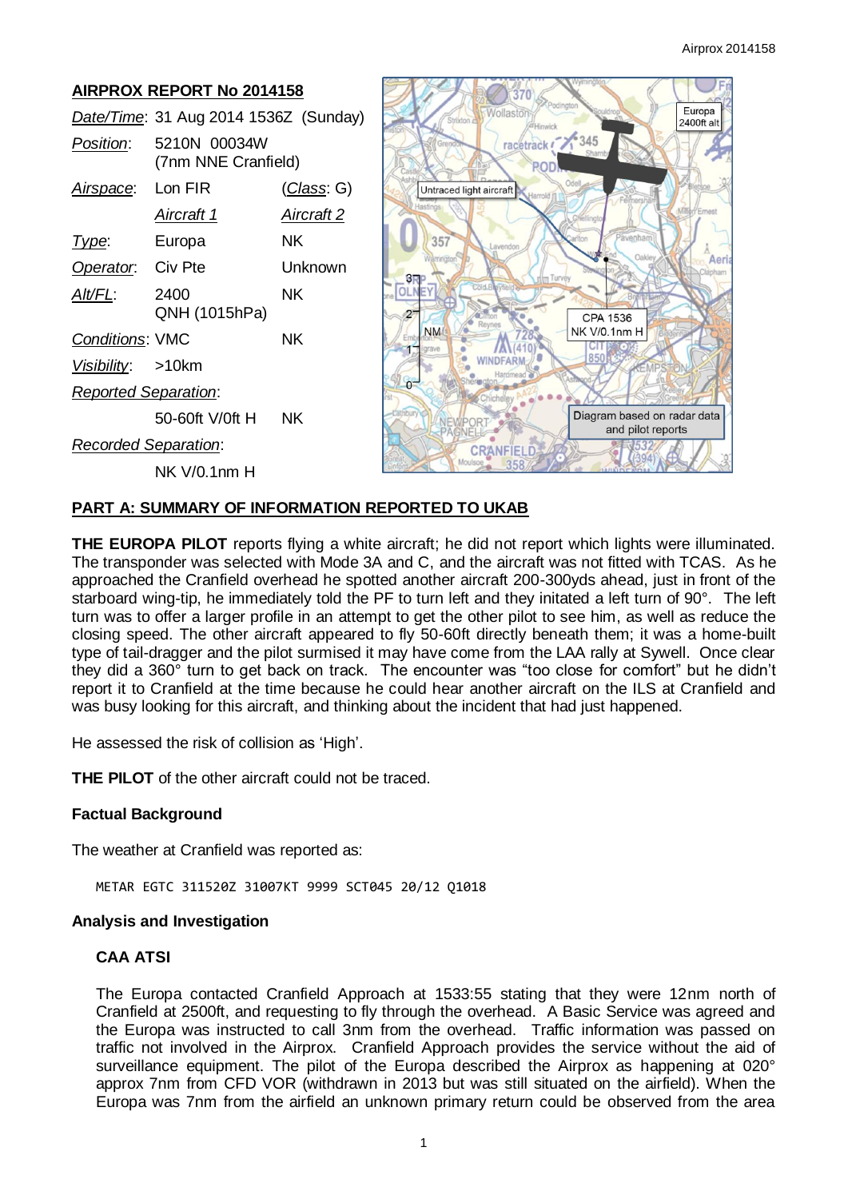## AIRPROX REPORT No 2014158

| | | |
|---|---|---|
| *Date/Time*: | 31 Aug 2014 1536Z (Sunday) | |
| *Position*: | 5210N 00034W (7nm NNE Cranfield) | |
| *Airspace*: | Lon FIR | (*Class*: G) |
| | *Aircraft 1* | *Aircraft 2* |
| *Type*: | Europa | NK |
| *Operator*: | Civ Pte | Unknown |
| *Alt/FL*: | 2400 QNH (1015hPa) | NK |
| *Conditions*: | VMC | NK |
| *Visibility*: | >10km | |
| *Reported Separation*: | | |
| | 50-60ft V/0ft H | NK |
| *Recorded Separation*: | | |
| | NK V/0.1nm H | |

## PART A: SUMMARY OF INFORMATION REPORTED TO UKAB

**THE EUROPA PILOT** reports flying a white aircraft; he did not report which lights were illuminated. The transponder was selected with Mode 3A and C, and the aircraft was not fitted with TCAS. As he approached the Cranfield overhead he spotted another aircraft 200-300yds ahead, just in front of the starboard wing-tip, he immediately told the PF to turn left and they initated a left turn of 90°. The left turn was to offer a larger profile in an attempt to get the other pilot to see him, as well as reduce the closing speed. The other aircraft appeared to fly 50-60ft directly beneath them; it was a home-built type of tail-dragger and the pilot surmised it may have come from the LAA rally at Sywell. Once clear they did a 360° turn to get back on track. The encounter was "too close for comfort" but he didn't report it to Cranfield at the time because he could hear another aircraft on the ILS at Cranfield and was busy looking for this aircraft, and thinking about the incident that had just happened.

He assessed the risk of collision as 'High'.

**THE PILOT** of the other aircraft could not be traced.

### Factual Background

The weather at Cranfield was reported as:

```
METAR EGTC 311520Z 31007KT 9999 SCT045 20/12 Q1018
```

### Analysis and Investigation

#### CAA ATSI

The Europa contacted Cranfield Approach at 1533:55 stating that they were 12nm north of Cranfield at 2500ft, and requesting to fly through the overhead. A Basic Service was agreed and the Europa was instructed to call 3nm from the overhead. Traffic information was passed on traffic not involved in the Airprox. Cranfield Approach provides the service without the aid of surveillance equipment. The pilot of the Europa described the Airprox as happening at 020° approx 7nm from CFD VOR (withdrawn in 2013 but was still situated on the airfield). When the Europa was 7nm from the airfield an unknown primary return could be observed from the area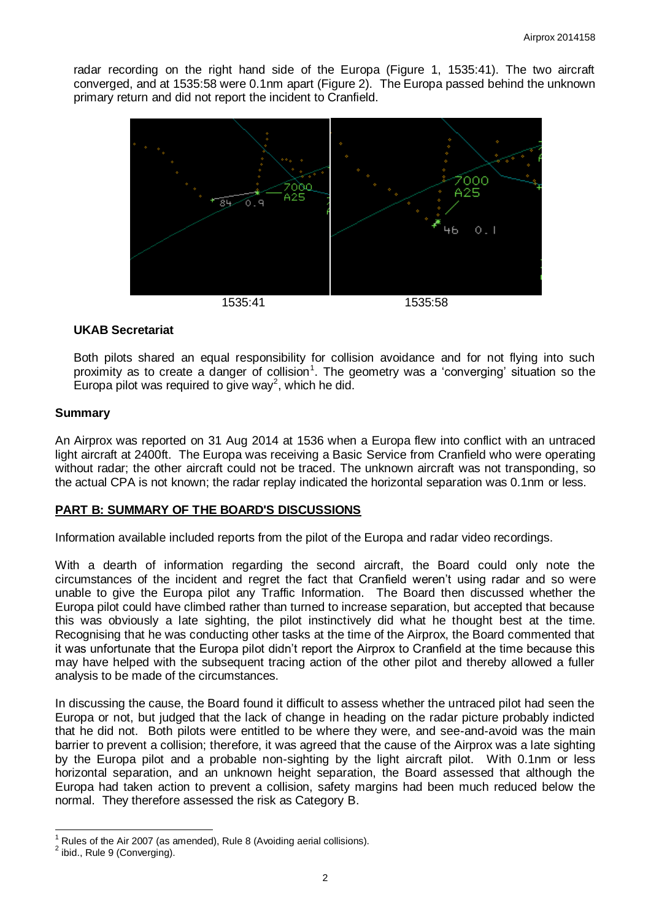radar recording on the right hand side of the Europa (Figure 1, 1535:41). The two aircraft converged, and at 1535:58 were 0.1nm apart (Figure 2). The Europa passed behind the unknown primary return and did not report the incident to Cranfield.

1535:41 1535:58

### UKAB Secretariat

Both pilots shared an equal responsibility for collision avoidance and for not flying into such proximity as to create a danger of collision[1]. The geometry was a 'converging' situation so the Europa pilot was required to give way[2], which he did.

## Summary

An Airprox was reported on 31 Aug 2014 at 1536 when a Europa flew into conflict with an untraced light aircraft at 2400ft. The Europa was receiving a Basic Service from Cranfield who were operating without radar; the other aircraft could not be traced. The unknown aircraft was not transponding, so the actual CPA is not known; the radar replay indicated the horizontal separation was 0.1nm or less.

## PART B: SUMMARY OF THE BOARD'S DISCUSSIONS

Information available included reports from the pilot of the Europa and radar video recordings.

With a dearth of information regarding the second aircraft, the Board could only note the circumstances of the incident and regret the fact that Cranfield weren't using radar and so were unable to give the Europa pilot any Traffic Information. The Board then discussed whether the Europa pilot could have climbed rather than turned to increase separation, but accepted that because this was obviously a late sighting, the pilot instinctively did what he thought best at the time. Recognising that he was conducting other tasks at the time of the Airprox, the Board commented that it was unfortunate that the Europa pilot didn't report the Airprox to Cranfield at the time because this may have helped with the subsequent tracing action of the other pilot and thereby allowed a fuller analysis to be made of the circumstances.

In discussing the cause, the Board found it difficult to assess whether the untraced pilot had seen the Europa or not, but judged that the lack of change in heading on the radar picture probably indicted that he did not. Both pilots were entitled to be where they were, and see-and-avoid was the main barrier to prevent a collision; therefore, it was agreed that the cause of the Airprox was a late sighting by the Europa pilot and a probable non-sighting by the light aircraft pilot. With 0.1nm or less horizontal separation, and an unknown height separation, the Board assessed that although the Europa had taken action to prevent a collision, safety margins had been much reduced below the normal. They therefore assessed the risk as Category B.

---

[1] Rules of the Air 2007 (as amended), Rule 8 (Avoiding aerial collisions).

[2] ibid., Rule 9 (Converging).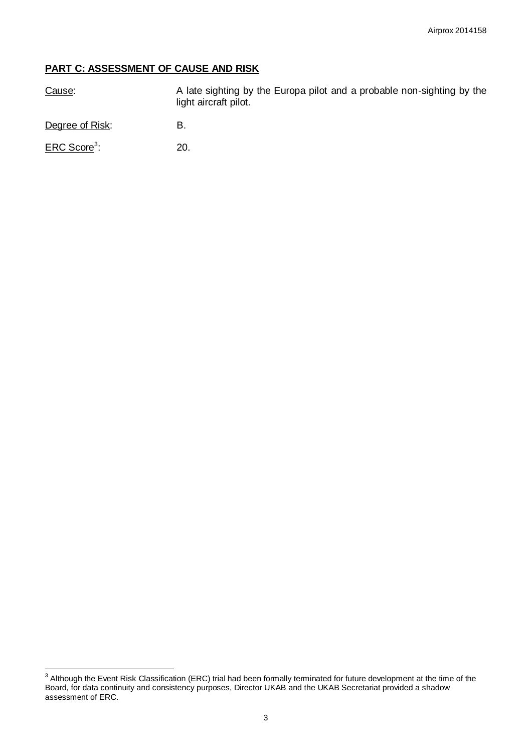## PART C: ASSESSMENT OF CAUSE AND RISK

Cause: A late sighting by the Europa pilot and a probable non-sighting by the light aircraft pilot.

Degree of Risk: B.

ERC Score[3]: 20.

[3] Although the Event Risk Classification (ERC) trial had been formally terminated for future development at the time of the Board, for data continuity and consistency purposes, Director UKAB and the UKAB Secretariat provided a shadow assessment of ERC.